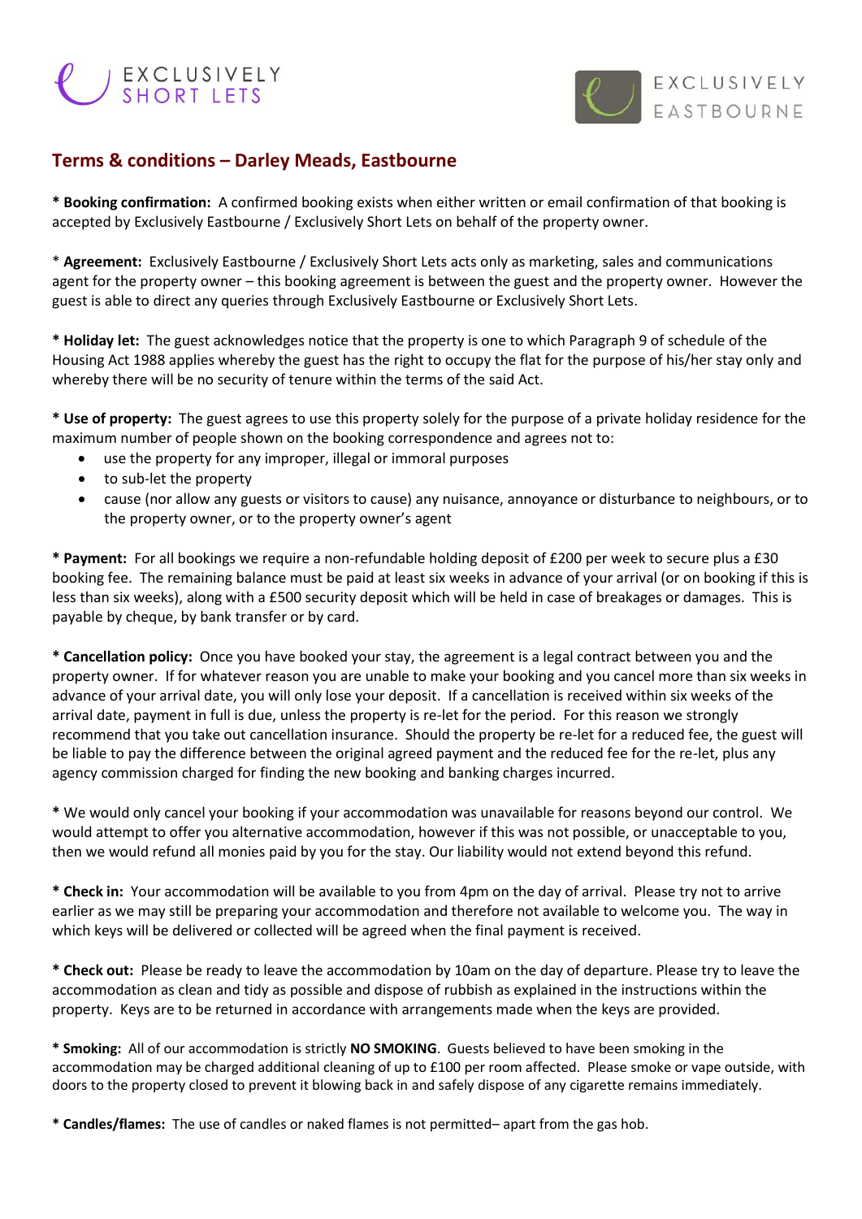EXCLUSIVELY SHORT LETS

EXCLUSIVELY EASTBOURNE

## Terms & conditions – Darley Meads, Eastbourne

* **Booking confirmation:** A confirmed booking exists when either written or email confirmation of that booking is accepted by Exclusively Eastbourne / Exclusively Short Lets on behalf of the property owner.

* **Agreement:** Exclusively Eastbourne / Exclusively Short Lets acts only as marketing, sales and communications agent for the property owner – this booking agreement is between the guest and the property owner. However the guest is able to direct any queries through Exclusively Eastbourne or Exclusively Short Lets.

* **Holiday let:** The guest acknowledges notice that the property is one to which Paragraph 9 of schedule of the Housing Act 1988 applies whereby the guest has the right to occupy the flat for the purpose of his/her stay only and whereby there will be no security of tenure within the terms of the said Act.

* **Use of property:** The guest agrees to use this property solely for the purpose of a private holiday residence for the maximum number of people shown on the booking correspondence and agrees not to:

- use the property for any improper, illegal or immoral purposes
- to sub-let the property
- cause (nor allow any guests or visitors to cause) any nuisance, annoyance or disturbance to neighbours, or to the property owner, or to the property owner's agent

* **Payment:** For all bookings we require a non-refundable holding deposit of £200 per week to secure plus a £30 booking fee. The remaining balance must be paid at least six weeks in advance of your arrival (or on booking if this is less than six weeks), along with a £500 security deposit which will be held in case of breakages or damages. This is payable by cheque, by bank transfer or by card.

* **Cancellation policy:** Once you have booked your stay, the agreement is a legal contract between you and the property owner. If for whatever reason you are unable to make your booking and you cancel more than six weeks in advance of your arrival date, you will only lose your deposit. If a cancellation is received within six weeks of the arrival date, payment in full is due, unless the property is re-let for the period. For this reason we strongly recommend that you take out cancellation insurance. Should the property be re-let for a reduced fee, the guest will be liable to pay the difference between the original agreed payment and the reduced fee for the re-let, plus any agency commission charged for finding the new booking and banking charges incurred.

* We would only cancel your booking if your accommodation was unavailable for reasons beyond our control. We would attempt to offer you alternative accommodation, however if this was not possible, or unacceptable to you, then we would refund all monies paid by you for the stay. Our liability would not extend beyond this refund.

* **Check in:** Your accommodation will be available to you from 4pm on the day of arrival. Please try not to arrive earlier as we may still be preparing your accommodation and therefore not available to welcome you. The way in which keys will be delivered or collected will be agreed when the final payment is received.

* **Check out:** Please be ready to leave the accommodation by 10am on the day of departure. Please try to leave the accommodation as clean and tidy as possible and dispose of rubbish as explained in the instructions within the property. Keys are to be returned in accordance with arrangements made when the keys are provided.

* **Smoking:** All of our accommodation is strictly **NO SMOKING**. Guests believed to have been smoking in the accommodation may be charged additional cleaning of up to £100 per room affected. Please smoke or vape outside, with doors to the property closed to prevent it blowing back in and safely dispose of any cigarette remains immediately.

* **Candles/flames:** The use of candles or naked flames is not permitted– apart from the gas hob.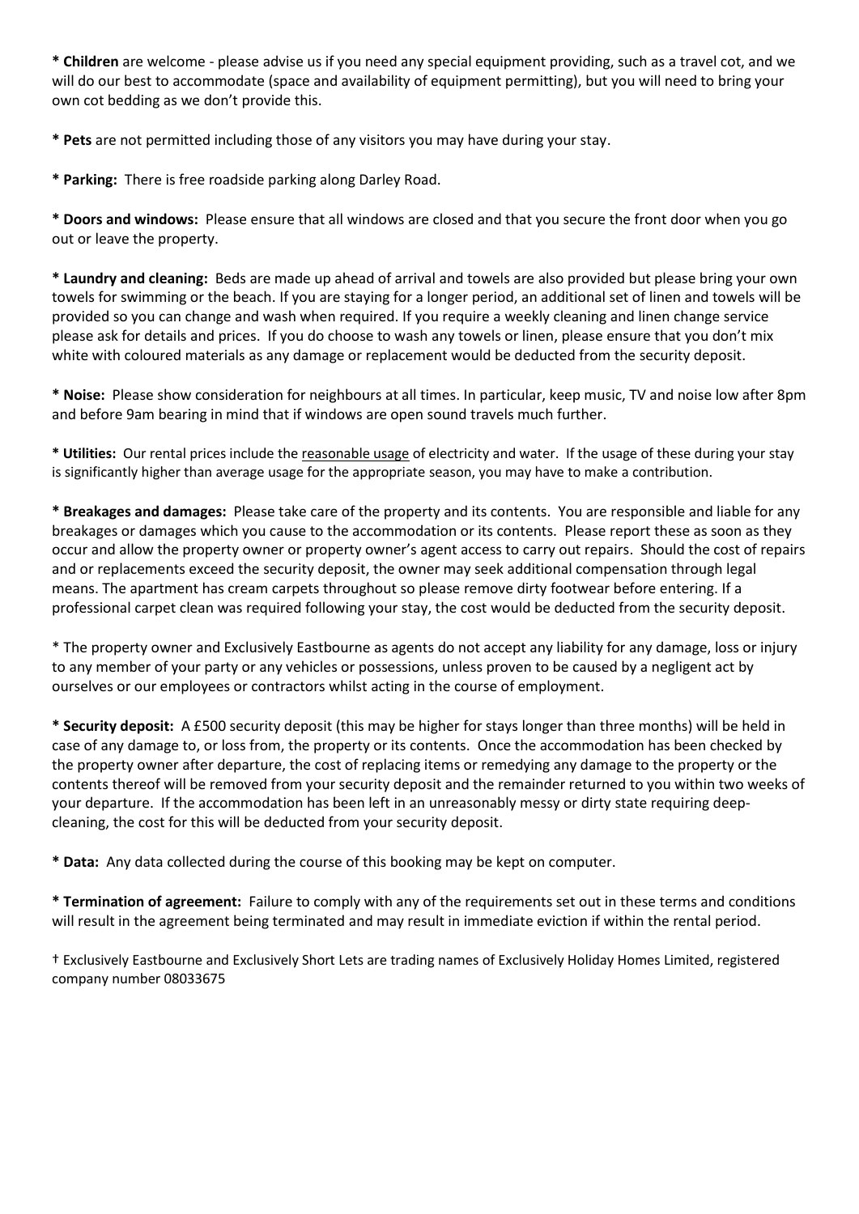* **Children** are welcome - please advise us if you need any special equipment providing, such as a travel cot, and we will do our best to accommodate (space and availability of equipment permitting), but you will need to bring your own cot bedding as we don't provide this.

* **Pets** are not permitted including those of any visitors you may have during your stay.

* **Parking:** There is free roadside parking along Darley Road.

* **Doors and windows:** Please ensure that all windows are closed and that you secure the front door when you go out or leave the property.

* **Laundry and cleaning:** Beds are made up ahead of arrival and towels are also provided but please bring your own towels for swimming or the beach. If you are staying for a longer period, an additional set of linen and towels will be provided so you can change and wash when required. If you require a weekly cleaning and linen change service please ask for details and prices. If you do choose to wash any towels or linen, please ensure that you don't mix white with coloured materials as any damage or replacement would be deducted from the security deposit.

* **Noise:** Please show consideration for neighbours at all times. In particular, keep music, TV and noise low after 8pm and before 9am bearing in mind that if windows are open sound travels much further.

* **Utilities:** Our rental prices include the reasonable usage of electricity and water. If the usage of these during your stay is significantly higher than average usage for the appropriate season, you may have to make a contribution.

* **Breakages and damages:** Please take care of the property and its contents. You are responsible and liable for any breakages or damages which you cause to the accommodation or its contents. Please report these as soon as they occur and allow the property owner or property owner's agent access to carry out repairs. Should the cost of repairs and or replacements exceed the security deposit, the owner may seek additional compensation through legal means. The apartment has cream carpets throughout so please remove dirty footwear before entering. If a professional carpet clean was required following your stay, the cost would be deducted from the security deposit.

* The property owner and Exclusively Eastbourne as agents do not accept any liability for any damage, loss or injury to any member of your party or any vehicles or possessions, unless proven to be caused by a negligent act by ourselves or our employees or contractors whilst acting in the course of employment.

* **Security deposit:** A £500 security deposit (this may be higher for stays longer than three months) will be held in case of any damage to, or loss from, the property or its contents. Once the accommodation has been checked by the property owner after departure, the cost of replacing items or remedying any damage to the property or the contents thereof will be removed from your security deposit and the remainder returned to you within two weeks of your departure. If the accommodation has been left in an unreasonably messy or dirty state requiring deep-cleaning, the cost for this will be deducted from your security deposit.

* **Data:** Any data collected during the course of this booking may be kept on computer.

* **Termination of agreement:** Failure to comply with any of the requirements set out in these terms and conditions will result in the agreement being terminated and may result in immediate eviction if within the rental period.

† Exclusively Eastbourne and Exclusively Short Lets are trading names of Exclusively Holiday Homes Limited, registered company number 08033675